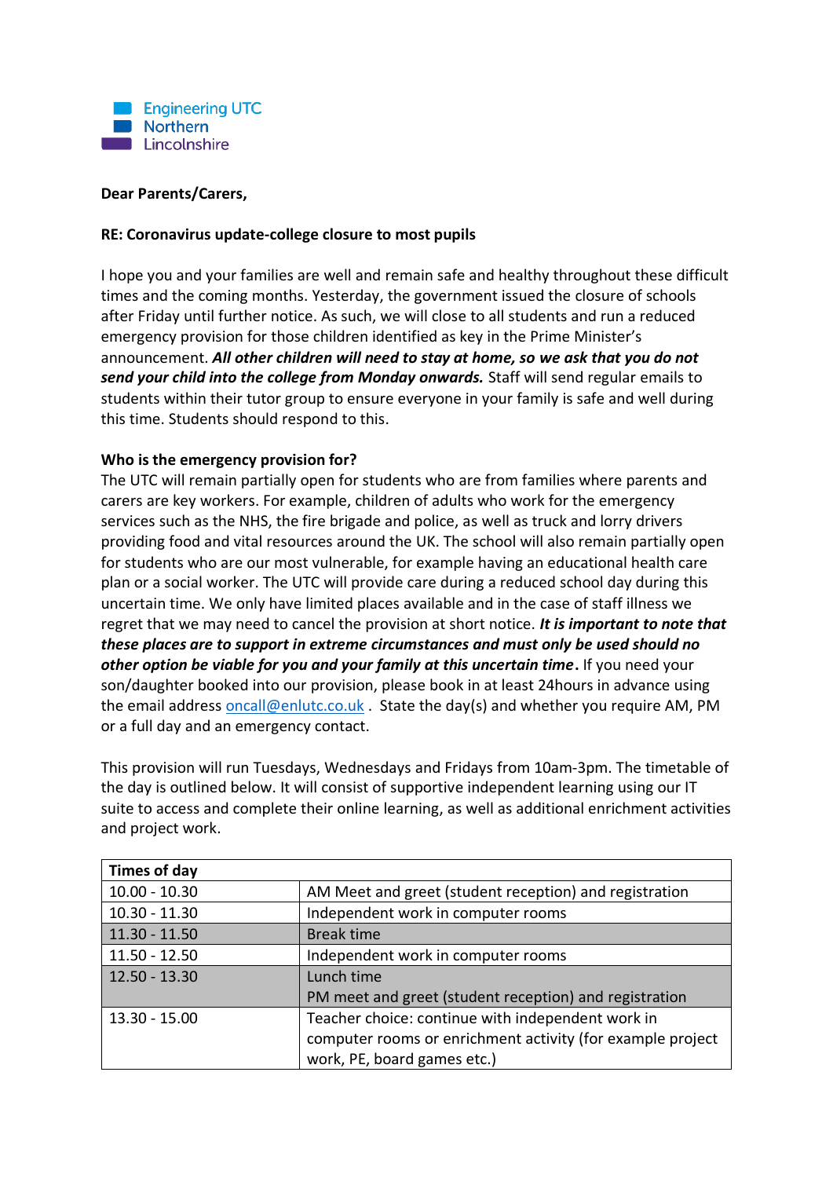Engineering UTC
Northern
Lincolnshire

**Dear Parents/Carers,**

**RE: Coronavirus update-college closure to most pupils**

I hope you and your families are well and remain safe and healthy throughout these difficult times and the coming months. Yesterday, the government issued the closure of schools after Friday until further notice. As such, we will close to all students and run a reduced emergency provision for those children identified as key in the Prime Minister's announcement. ***All other children will need to stay at home, so we ask that you do not send your child into the college from Monday onwards.*** Staff will send regular emails to students within their tutor group to ensure everyone in your family is safe and well during this time. Students should respond to this.

**Who is the emergency provision for?**

The UTC will remain partially open for students who are from families where parents and carers are key workers. For example, children of adults who work for the emergency services such as the NHS, the fire brigade and police, as well as truck and lorry drivers providing food and vital resources around the UK. The school will also remain partially open for students who are our most vulnerable, for example having an educational health care plan or a social worker. The UTC will provide care during a reduced school day during this uncertain time. We only have limited places available and in the case of staff illness we regret that we may need to cancel the provision at short notice. ***It is important to note that these places are to support in extreme circumstances and must only be used should no other option be viable for you and your family at this uncertain time*.** If you need your son/daughter booked into our provision, please book in at least 24hours in advance using the email address oncall@enlutc.co.uk . State the day(s) and whether you require AM, PM or a full day and an emergency contact.

This provision will run Tuesdays, Wednesdays and Fridays from 10am-3pm. The timetable of the day is outlined below. It will consist of supportive independent learning using our IT suite to access and complete their online learning, as well as additional enrichment activities and project work.

| **Times of day** | |
|---|---|
| 10.00 - 10.30 | AM Meet and greet (student reception) and registration |
| 10.30 - 11.30 | Independent work in computer rooms |
| 11.30 - 11.50 | Break time |
| 11.50 - 12.50 | Independent work in computer rooms |
| 12.50 - 13.30 | Lunch time<br>PM meet and greet (student reception) and registration |
| 13.30 - 15.00 | Teacher choice: continue with independent work in computer rooms or enrichment activity (for example project work, PE, board games etc.) |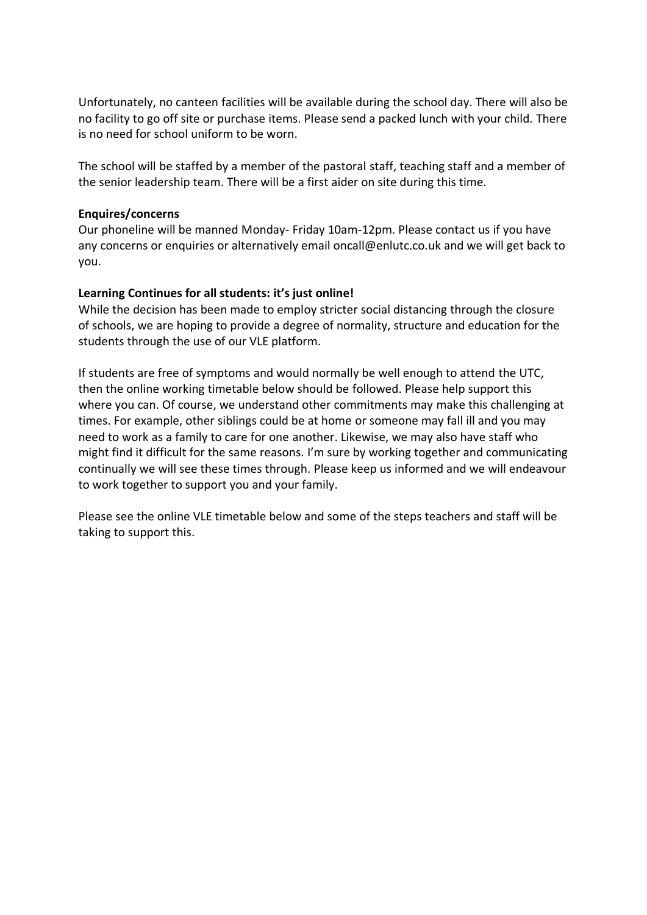Unfortunately, no canteen facilities will be available during the school day. There will also be no facility to go off site or purchase items. Please send a packed lunch with your child. There is no need for school uniform to be worn.

The school will be staffed by a member of the pastoral staff, teaching staff and a member of the senior leadership team. There will be a first aider on site during this time.

**Enquires/concerns**

Our phoneline will be manned Monday- Friday 10am-12pm. Please contact us if you have any concerns or enquiries or alternatively email oncall@enlutc.co.uk and we will get back to you.

**Learning Continues for all students: it's just online!**

While the decision has been made to employ stricter social distancing through the closure of schools, we are hoping to provide a degree of normality, structure and education for the students through the use of our VLE platform.

If students are free of symptoms and would normally be well enough to attend the UTC, then the online working timetable below should be followed. Please help support this where you can. Of course, we understand other commitments may make this challenging at times. For example, other siblings could be at home or someone may fall ill and you may need to work as a family to care for one another. Likewise, we may also have staff who might find it difficult for the same reasons. I'm sure by working together and communicating continually we will see these times through. Please keep us informed and we will endeavour to work together to support you and your family.

Please see the online VLE timetable below and some of the steps teachers and staff will be taking to support this.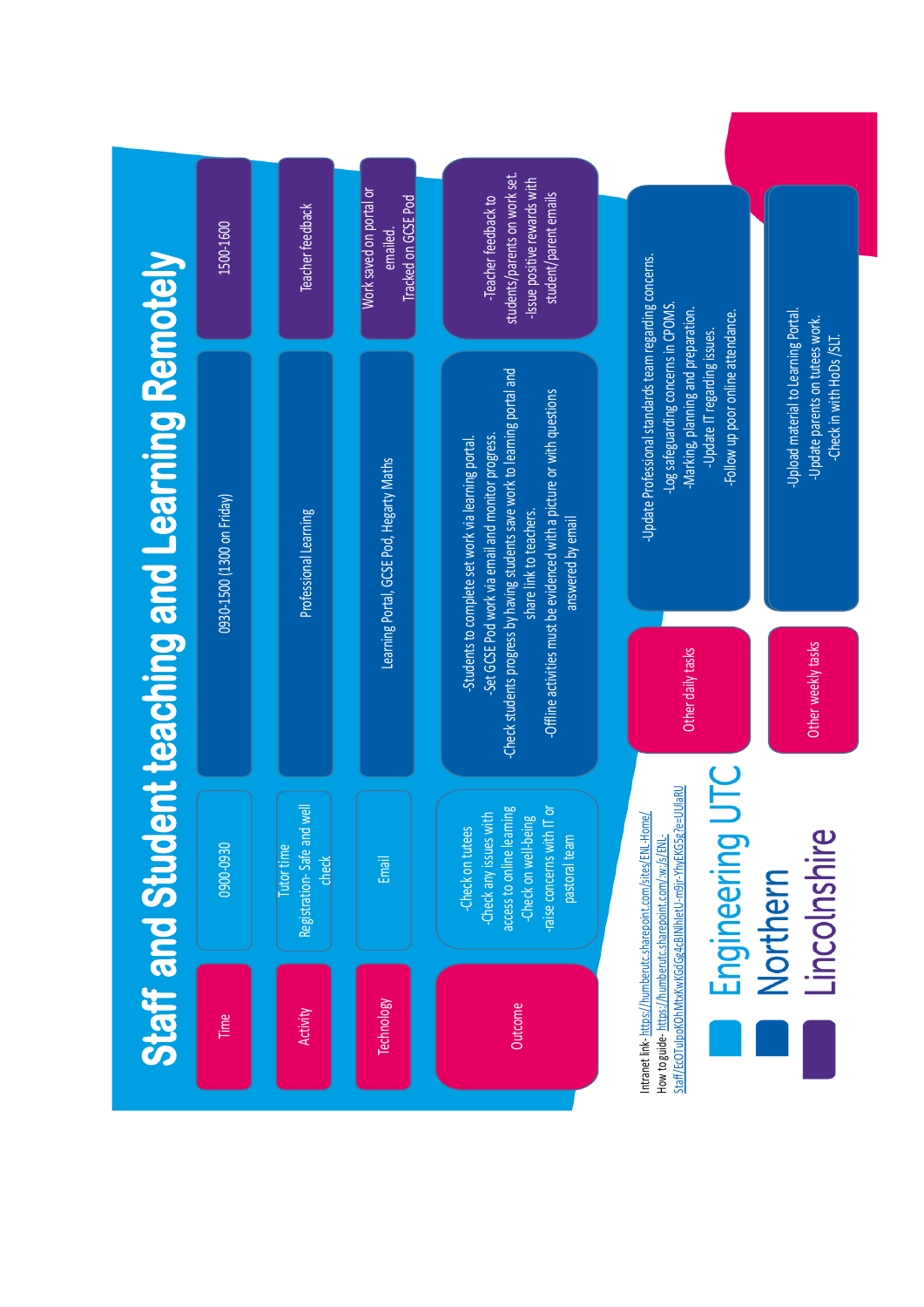# Staff and Student teaching and Learning Remotely

| Time | 0900-0930 | 0930-1500 (1300 on Friday) | 1500-1600 |
|---|---|---|---|
| Activity | Tutor time Registration- Safe and well check | Professional Learning | Teacher feedback |
| Technology | Email | Learning Portal, GCSE Pod, Hegarty Maths | Work saved on portal or emailed. Tracked on GCSE Pod |
| Outcome | -Check on tutees -Check any issues with access to online learning -Check on well-being -raise concerns with IT or pastoral team | -Students to complete set work via learning portal. -Set GCSE Pod work via email and monitor progress. -Check students progress by having students save work to learning portal and share link to teachers. -Offline activities must be evidenced with a picture or with questions answered by email | -Teacher feedback to students/parents on work set. -Issue positive rewards with student/parent emails |

| | |
|---|---|
| Other daily tasks | -Update Professional standards team regarding concerns. -Log safeguarding concerns in CPOMS. -Marking, planning and preparation. -Update IT regarding issues. -Follow up poor online attendance. |
| Other weekly tasks | -Upload material to Learning Portal. -Update parents on tutees work. -Check in with HoDs /SLT. |

Intranet link- https://humberutc.sharepoint.com/sites/ENL-Home/
How to guide- https://humberutc.sharepoint.com/:w:/s/ENL-Staff/EcOTuIpoKOhMtxKwKGdGg4cBINlhIetU-m9Jr-YhyEKG5g?e=UUIaRU

Engineering UTC Northern Lincolnshire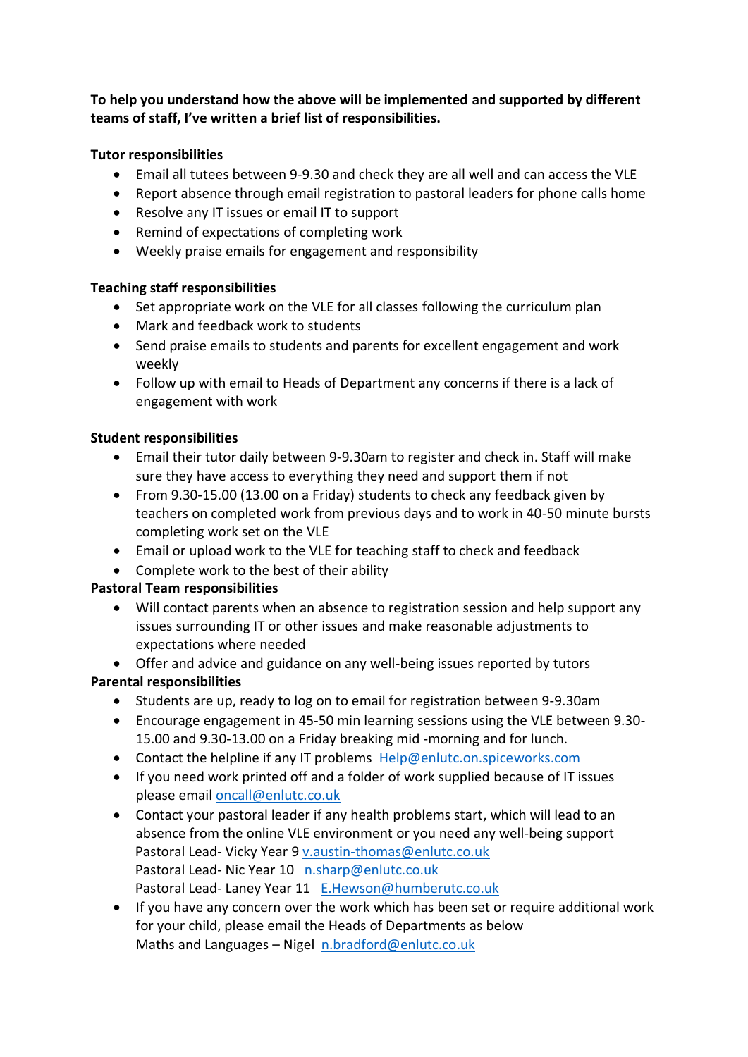**To help you understand how the above will be implemented and supported by different teams of staff, I've written a brief list of responsibilities.**

**Tutor responsibilities**

- Email all tutees between 9-9.30 and check they are all well and can access the VLE
- Report absence through email registration to pastoral leaders for phone calls home
- Resolve any IT issues or email IT to support
- Remind of expectations of completing work
- Weekly praise emails for engagement and responsibility

**Teaching staff responsibilities**

- Set appropriate work on the VLE for all classes following the curriculum plan
- Mark and feedback work to students
- Send praise emails to students and parents for excellent engagement and work weekly
- Follow up with email to Heads of Department any concerns if there is a lack of engagement with work

**Student responsibilities**

- Email their tutor daily between 9-9.30am to register and check in. Staff will make sure they have access to everything they need and support them if not
- From 9.30-15.00 (13.00 on a Friday) students to check any feedback given by teachers on completed work from previous days and to work in 40-50 minute bursts completing work set on the VLE
- Email or upload work to the VLE for teaching staff to check and feedback
- Complete work to the best of their ability

**Pastoral Team responsibilities**

- Will contact parents when an absence to registration session and help support any issues surrounding IT or other issues and make reasonable adjustments to expectations where needed
- Offer and advice and guidance on any well-being issues reported by tutors

**Parental responsibilities**

- Students are up, ready to log on to email for registration between 9-9.30am
- Encourage engagement in 45-50 min learning sessions using the VLE between 9.30-15.00 and 9.30-13.00 on a Friday breaking mid -morning and for lunch.
- Contact the helpline if any IT problems Help@enlutc.on.spiceworks.com
- If you need work printed off and a folder of work supplied because of IT issues please email oncall@enlutc.co.uk
- Contact your pastoral leader if any health problems start, which will lead to an absence from the online VLE environment or you need any well-being support
  Pastoral Lead- Vicky Year 9 v.austin-thomas@enlutc.co.uk
  Pastoral Lead- Nic Year 10 n.sharp@enlutc.co.uk
  Pastoral Lead- Laney Year 11 E.Hewson@humberutc.co.uk
- If you have any concern over the work which has been set or require additional work for your child, please email the Heads of Departments as below
  Maths and Languages – Nigel n.bradford@enlutc.co.uk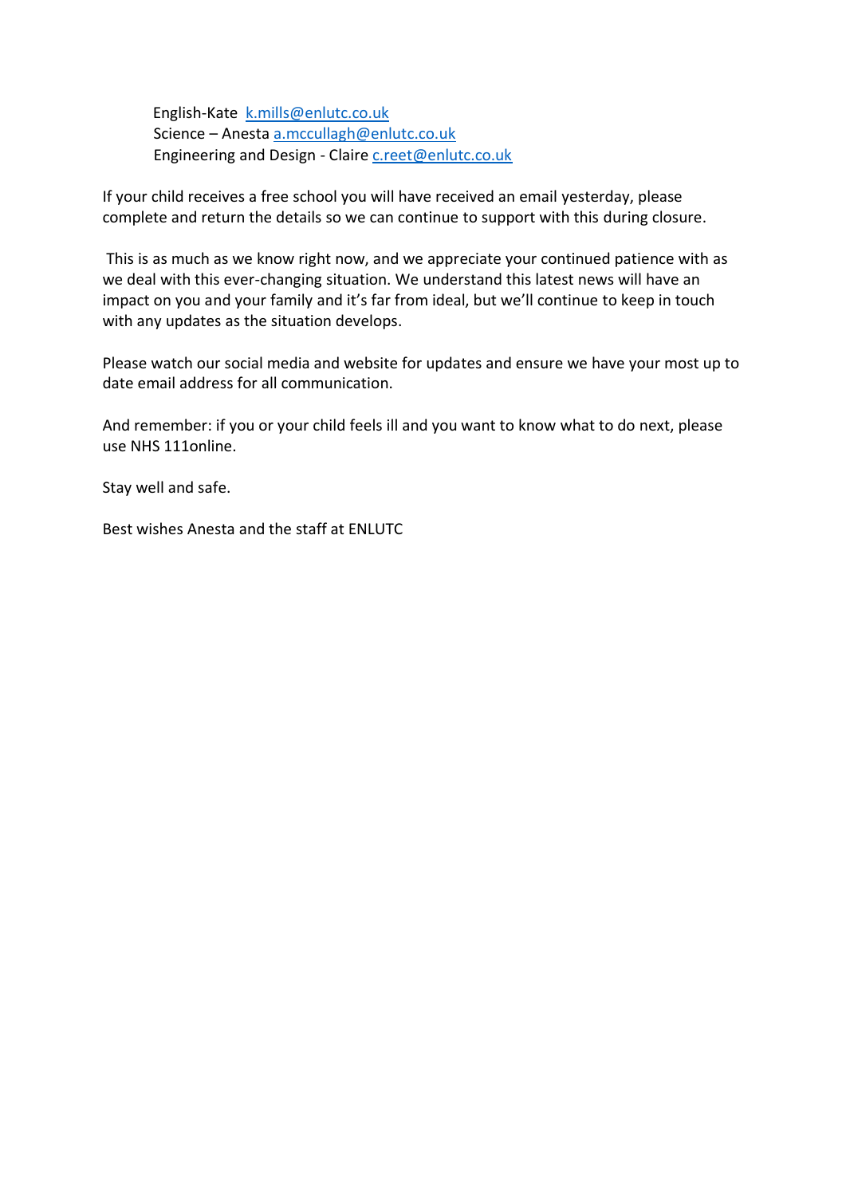English-Kate k.mills@enlutc.co.uk
Science – Anesta a.mccullagh@enlutc.co.uk
Engineering and Design - Claire c.reet@enlutc.co.uk

If your child receives a free school you will have received an email yesterday, please complete and return the details so we can continue to support with this during closure.

This is as much as we know right now, and we appreciate your continued patience with as we deal with this ever-changing situation. We understand this latest news will have an impact on you and your family and it's far from ideal, but we'll continue to keep in touch with any updates as the situation develops.

Please watch our social media and website for updates and ensure we have your most up to date email address for all communication.

And remember: if you or your child feels ill and you want to know what to do next, please use NHS 111online.

Stay well and safe.

Best wishes Anesta and the staff at ENLUTC